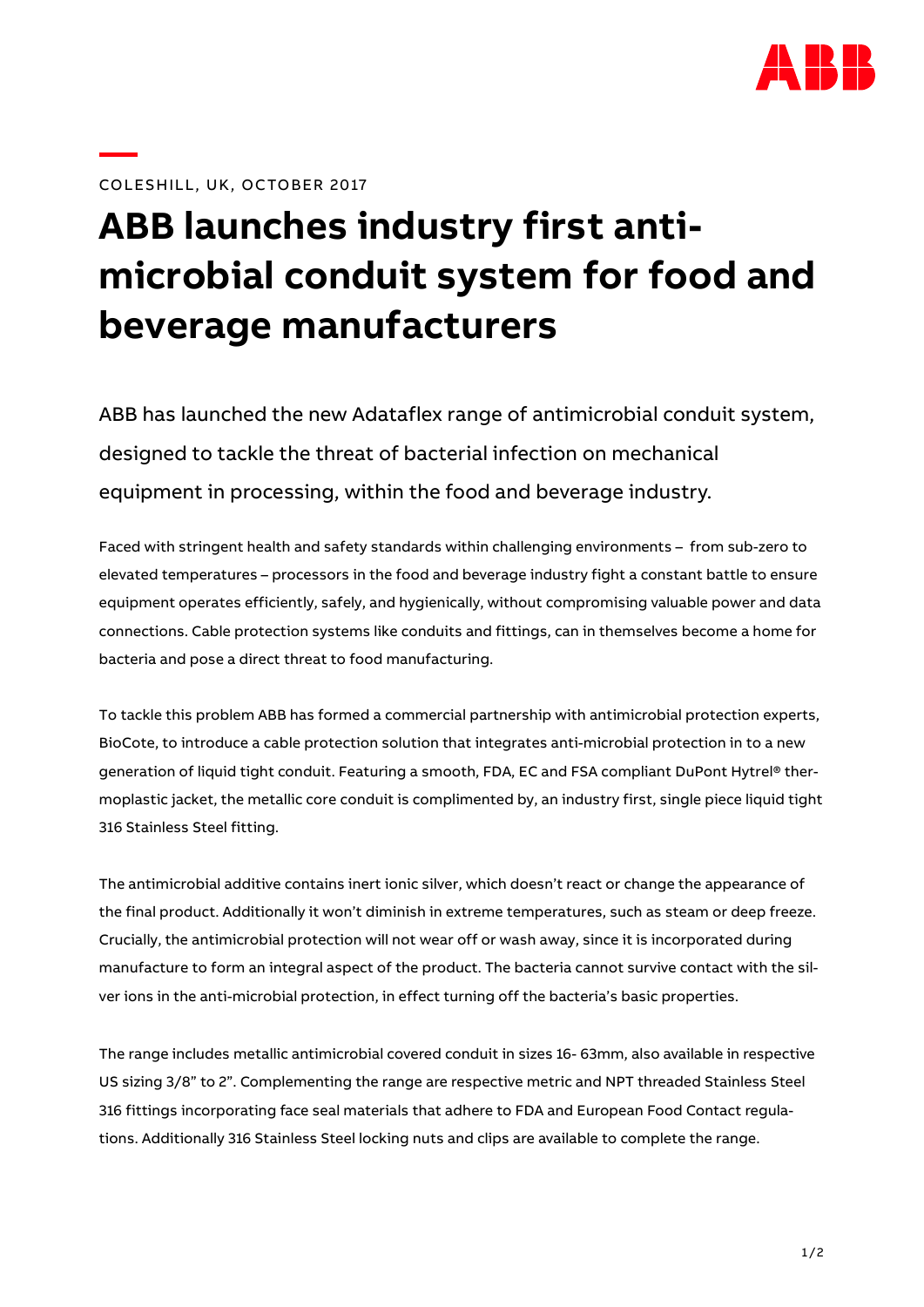COLESHILL, UK, OCTOBER 2017

# ABB launches industry first anti-microbial conduit system for food and beverage manufacturers

ABB has launched the new Adataflex range of antimicrobial conduit system, designed to tackle the threat of bacterial infection on mechanical equipment in processing, within the food and beverage industry.

Faced with stringent health and safety standards within challenging environments – from sub-zero to elevated temperatures – processors in the food and beverage industry fight a constant battle to ensure equipment operates efficiently, safely, and hygienically, without compromising valuable power and data connections. Cable protection systems like conduits and fittings, can in themselves become a home for bacteria and pose a direct threat to food manufacturing.

To tackle this problem ABB has formed a commercial partnership with antimicrobial protection experts, BioCote, to introduce a cable protection solution that integrates anti-microbial protection in to a new generation of liquid tight conduit. Featuring a smooth, FDA, EC and FSA compliant DuPont Hytrel® thermoplastic jacket, the metallic core conduit is complimented by, an industry first, single piece liquid tight 316 Stainless Steel fitting.

The antimicrobial additive contains inert ionic silver, which doesn't react or change the appearance of the final product. Additionally it won't diminish in extreme temperatures, such as steam or deep freeze. Crucially, the antimicrobial protection will not wear off or wash away, since it is incorporated during manufacture to form an integral aspect of the product. The bacteria cannot survive contact with the silver ions in the anti-microbial protection, in effect turning off the bacteria's basic properties.

The range includes metallic antimicrobial covered conduit in sizes 16- 63mm, also available in respective US sizing 3/8" to 2". Complementing the range are respective metric and NPT threaded Stainless Steel 316 fittings incorporating face seal materials that adhere to FDA and European Food Contact regulations. Additionally 316 Stainless Steel locking nuts and clips are available to complete the range.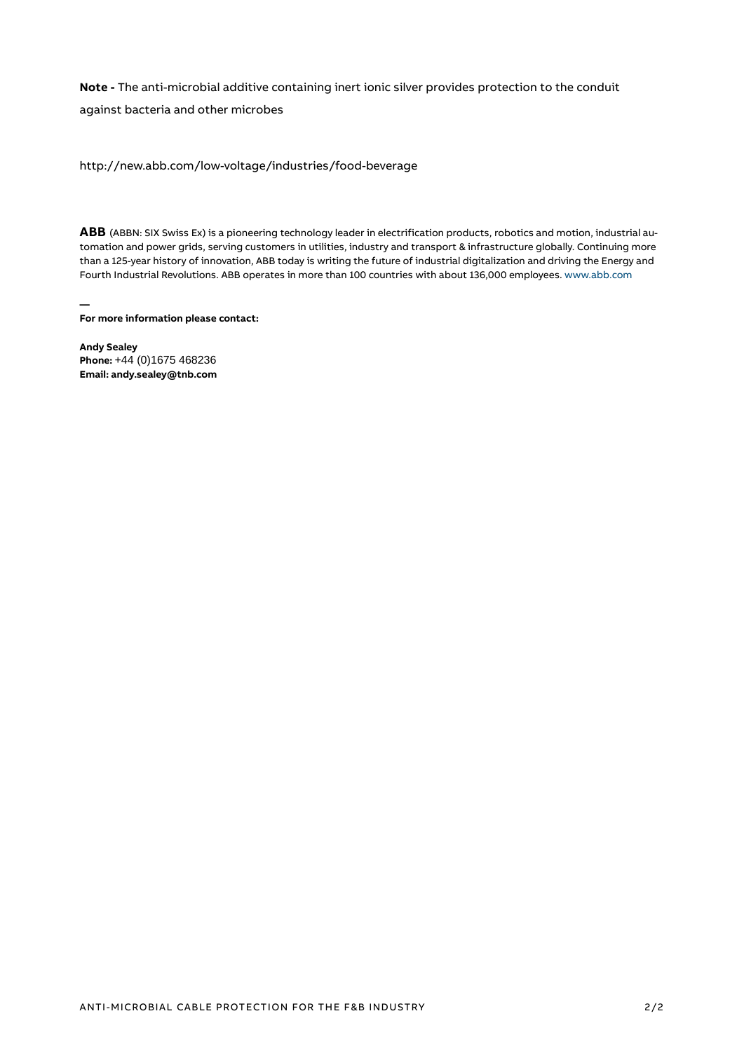**Note -** The anti-microbial additive containing inert ionic silver provides protection to the conduit against bacteria and other microbes

http://new.abb.com/low-voltage/industries/food-beverage

**ABB** (ABBN: SIX Swiss Ex) is a pioneering technology leader in electrification products, robotics and motion, industrial automation and power grids, serving customers in utilities, industry and transport & infrastructure globally. Continuing more than a 125-year history of innovation, ABB today is writing the future of industrial digitalization and driving the Energy and Fourth Industrial Revolutions. ABB operates in more than 100 countries with about 136,000 employees. www.abb.com

—

**For more information please contact:**

**Andy Sealey**
**Phone:** +44 (0)1675 468236
**Email: andy.sealey@tnb.com**